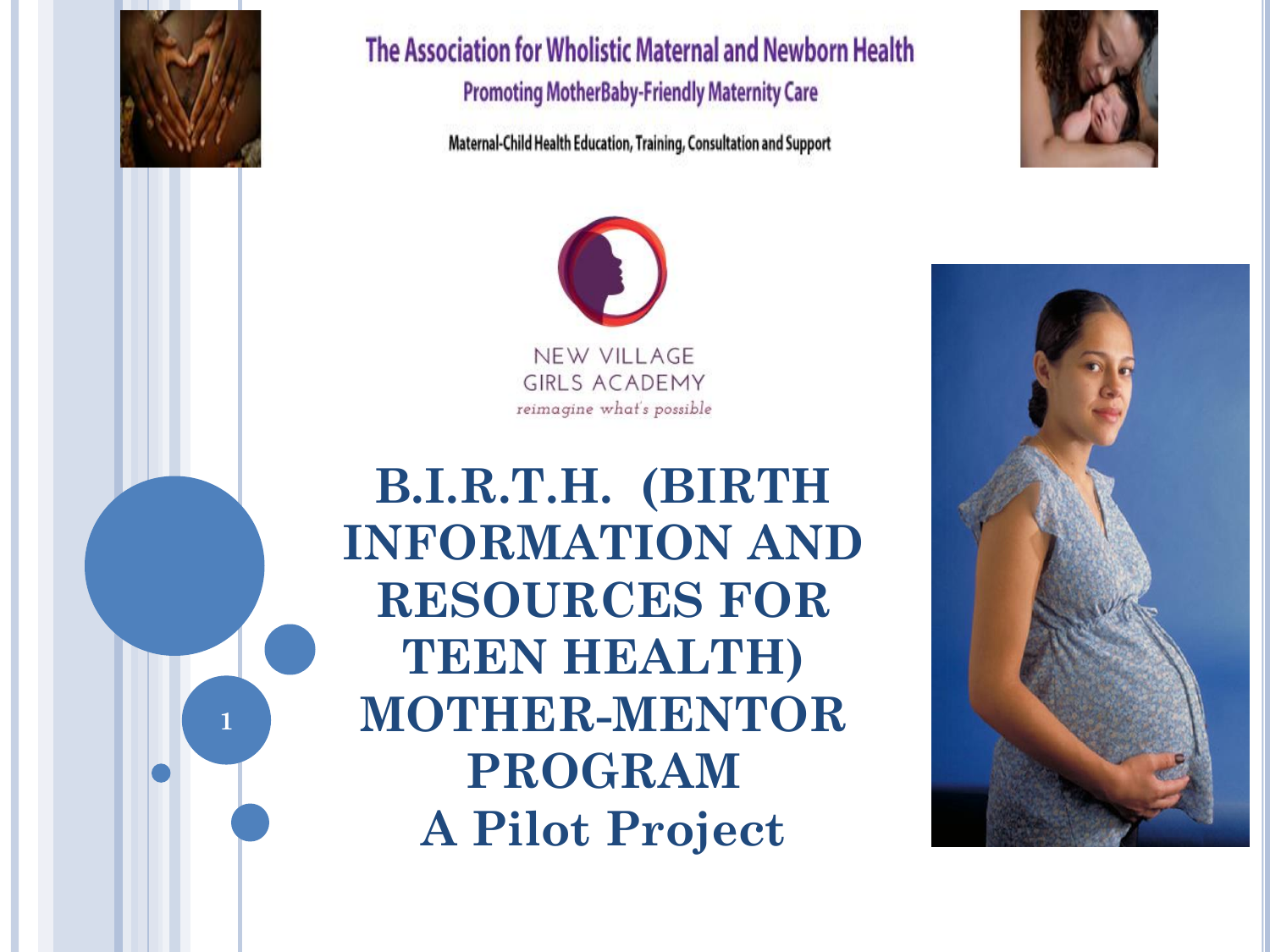The Association for Wholistic Maternal and Newborn Health

Promoting MotherBaby-Friendly Maternity Care

Maternal-Child Health Education, Training, Consultation and Support

NEW VILLAGE GIRLS ACADEMY

*reimagine what's possible*

# B.I.R.T.H. (BIRTH INFORMATION AND RESOURCES FOR TEEN HEALTH) MOTHER-MENTOR PROGRAM

# A Pilot Project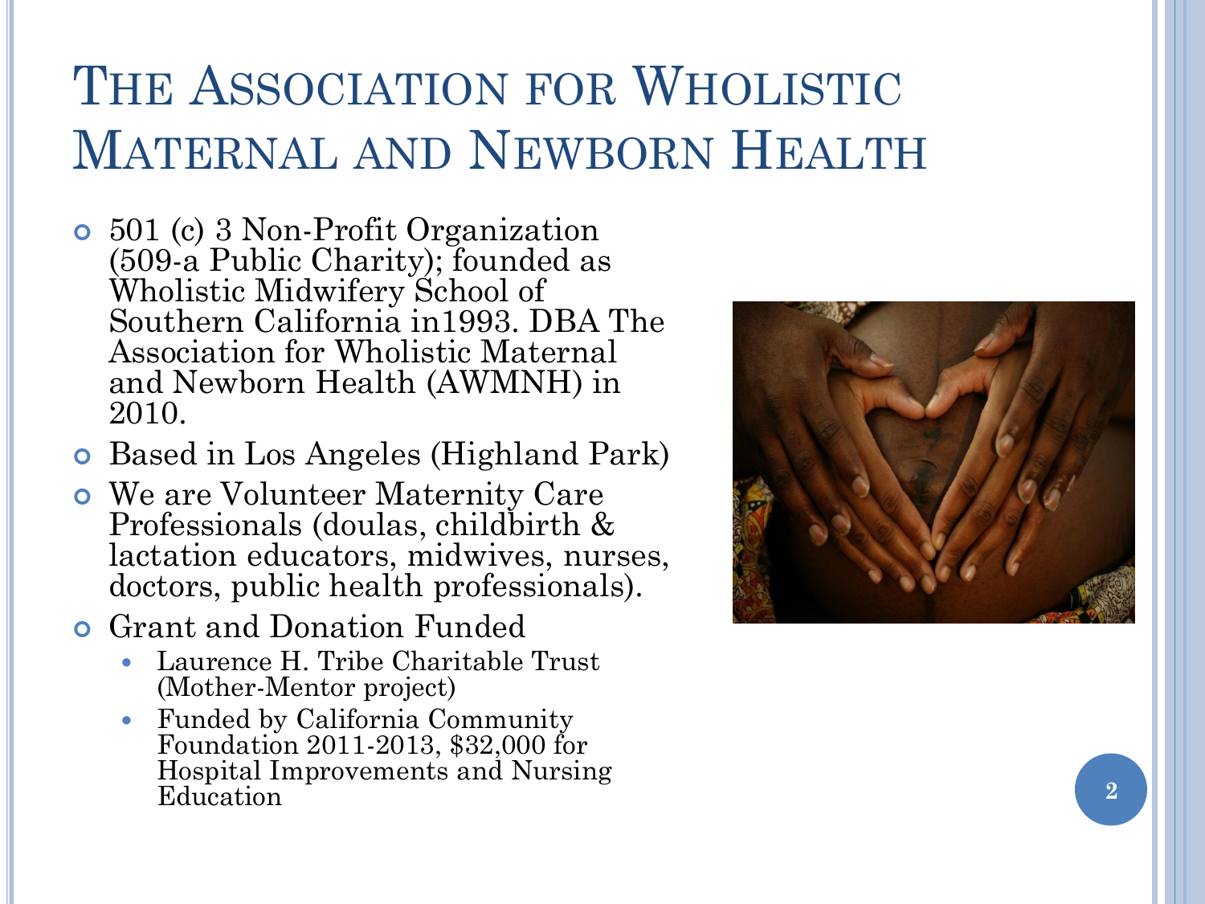# The Association for Wholistic Maternal and Newborn Health

- 501 (c) 3 Non-Profit Organization (509-a Public Charity); founded as Wholistic Midwifery School of Southern California in1993. DBA The Association for Wholistic Maternal and Newborn Health (AWMNH) in 2010.
- Based in Los Angeles (Highland Park)
- We are Volunteer Maternity Care Professionals (doulas, childbirth & lactation educators, midwives, nurses, doctors, public health professionals).
- Grant and Donation Funded
  - Laurence H. Tribe Charitable Trust (Mother-Mentor project)
  - Funded by California Community Foundation 2011-2013, $32,000 for Hospital Improvements and Nursing Education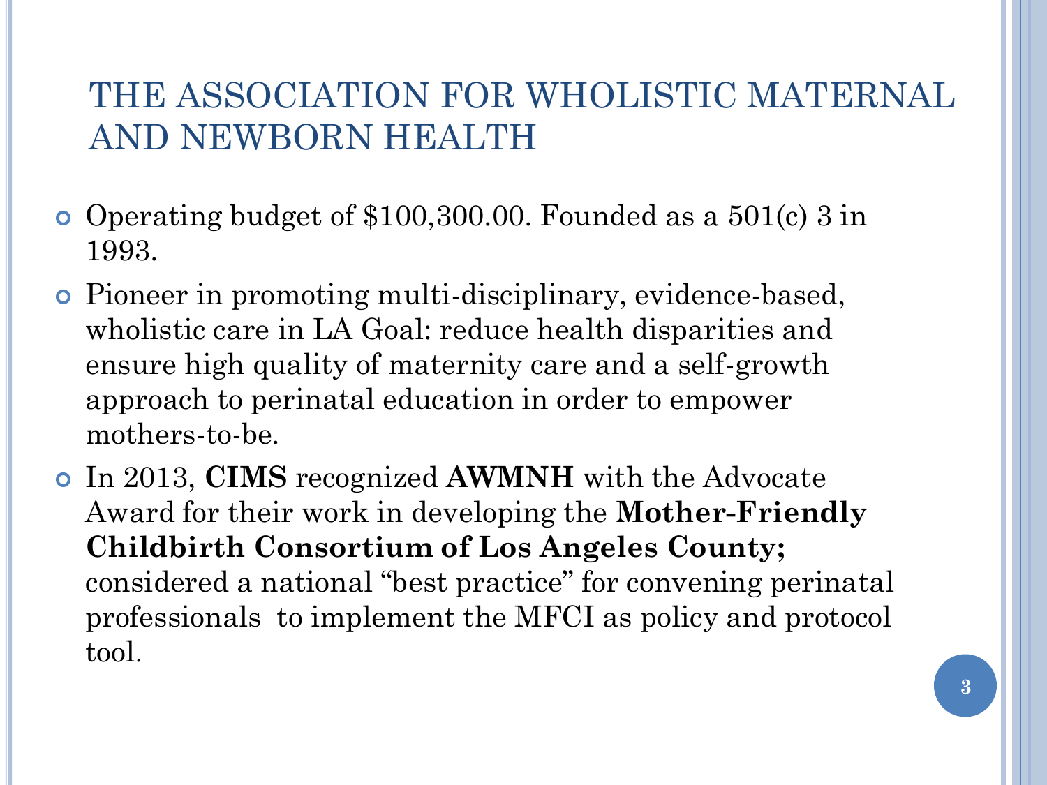# THE ASSOCIATION FOR WHOLISTIC MATERNAL AND NEWBORN HEALTH

- Operating budget of $100,300.00. Founded as a 501(c) 3 in 1993.
- Pioneer in promoting multi-disciplinary, evidence-based, wholistic care in LA Goal: reduce health disparities and ensure high quality of maternity care and a self-growth approach to perinatal education in order to empower mothers-to-be.
- In 2013, **CIMS** recognized **AWMNH** with the Advocate Award for their work in developing the **Mother-Friendly Childbirth Consortium of Los Angeles County;** considered a national "best practice" for convening perinatal professionals to implement the MFCI as policy and protocol tool.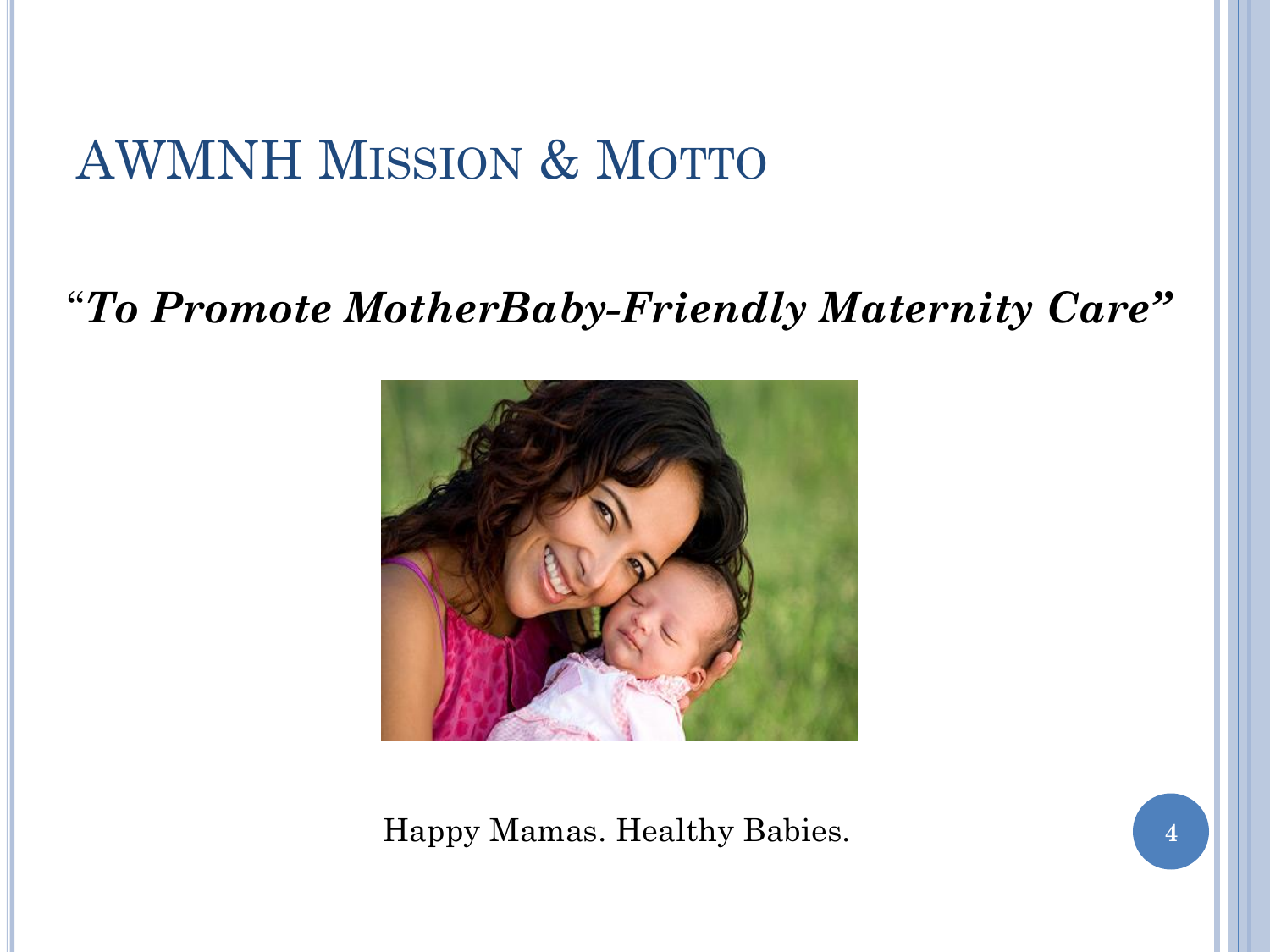# AWMNH Mission & Motto

***"To Promote MotherBaby-Friendly Maternity Care"***

Happy Mamas. Healthy Babies.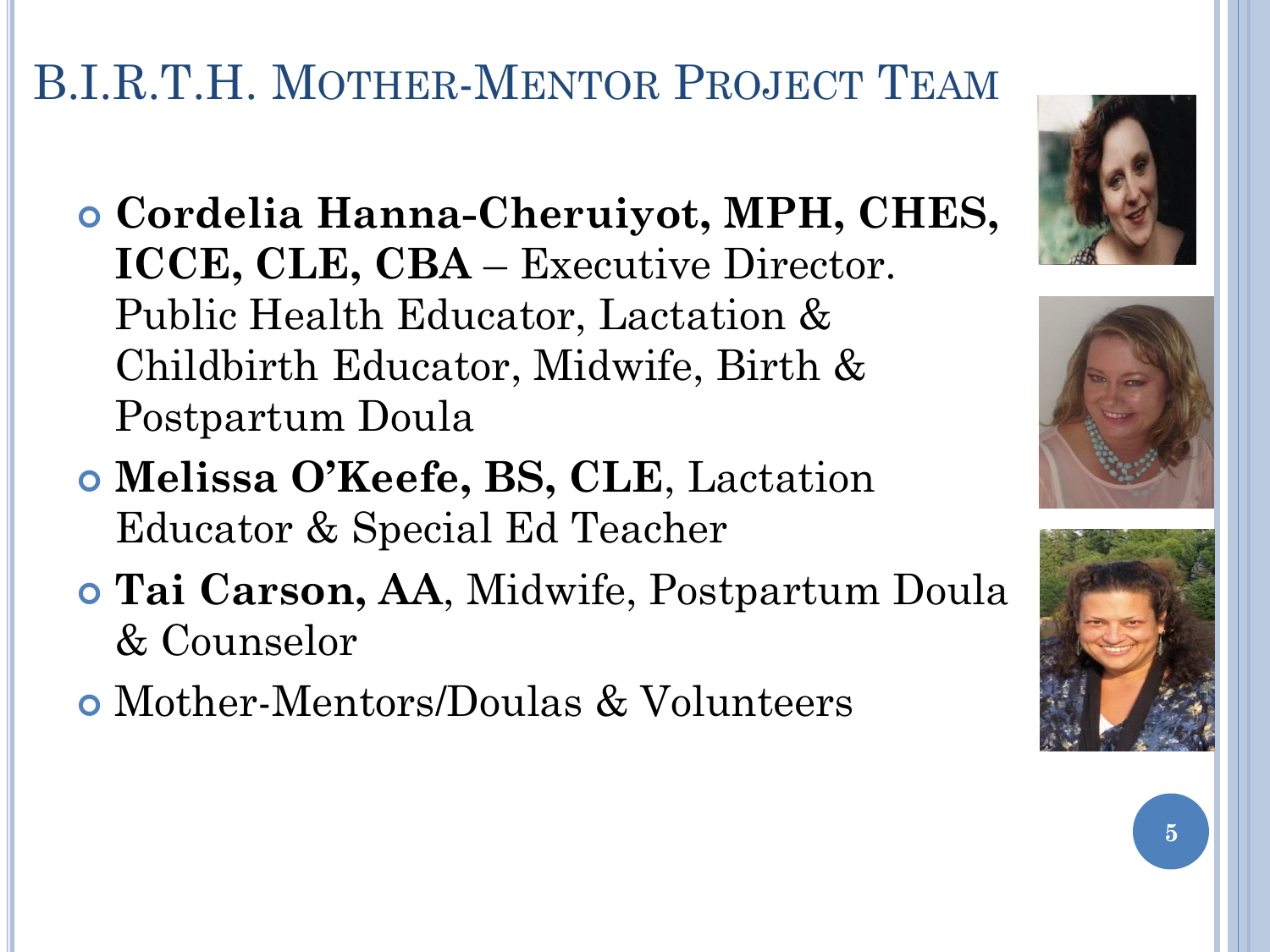# B.I.R.T.H. Mother-Mentor Project Team

- **Cordelia Hanna-Cheruiyot, MPH, CHES, ICCE, CLE, CBA** – Executive Director. Public Health Educator, Lactation & Childbirth Educator, Midwife, Birth & Postpartum Doula
- **Melissa O'Keefe, BS, CLE**, Lactation Educator & Special Ed Teacher
- **Tai Carson, AA**, Midwife, Postpartum Doula & Counselor
- Mother-Mentors/Doulas & Volunteers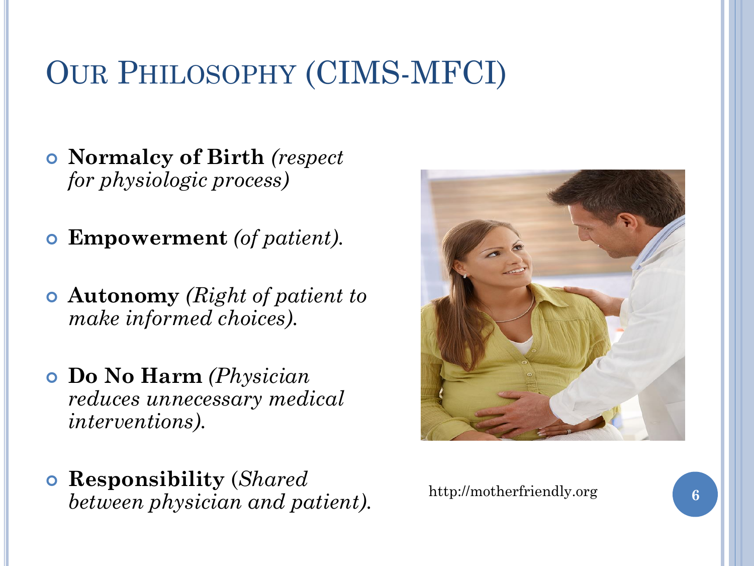# Our Philosophy (CIMS-MFCI)

- **Normalcy of Birth** *(respect for physiologic process)*
- **Empowerment** *(of patient).*
- **Autonomy** *(Right of patient to make informed choices).*
- **Do No Harm** *(Physician reduces unnecessary medical interventions).*
- **Responsibility** (*Shared between physician and patient).*

http://motherfriendly.org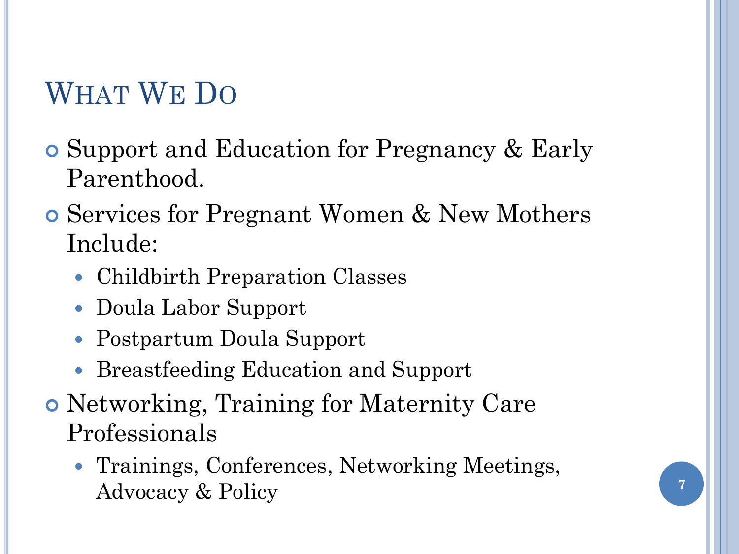# What We Do

- Support and Education for Pregnancy & Early Parenthood.
- Services for Pregnant Women & New Mothers Include:
  - Childbirth Preparation Classes
  - Doula Labor Support
  - Postpartum Doula Support
  - Breastfeeding Education and Support
- Networking, Training for Maternity Care Professionals
  - Trainings, Conferences, Networking Meetings, Advocacy & Policy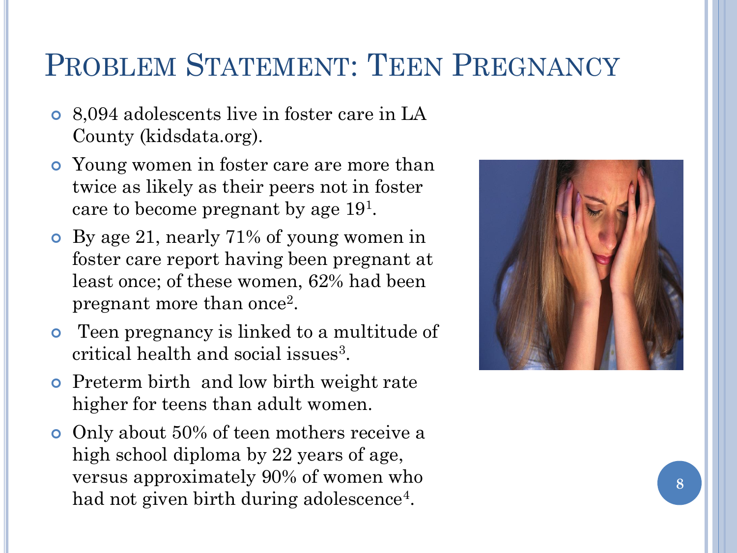# Problem Statement: Teen Pregnancy

- 8,094 adolescents live in foster care in LA County (kidsdata.org).
- Young women in foster care are more than twice as likely as their peers not in foster care to become pregnant by age 19[1].
- By age 21, nearly 71% of young women in foster care report having been pregnant at least once; of these women, 62% had been pregnant more than once[2].
- Teen pregnancy is linked to a multitude of critical health and social issues[3].
- Preterm birth and low birth weight rate higher for teens than adult women.
- Only about 50% of teen mothers receive a high school diploma by 22 years of age, versus approximately 90% of women who had not given birth during adolescence[4].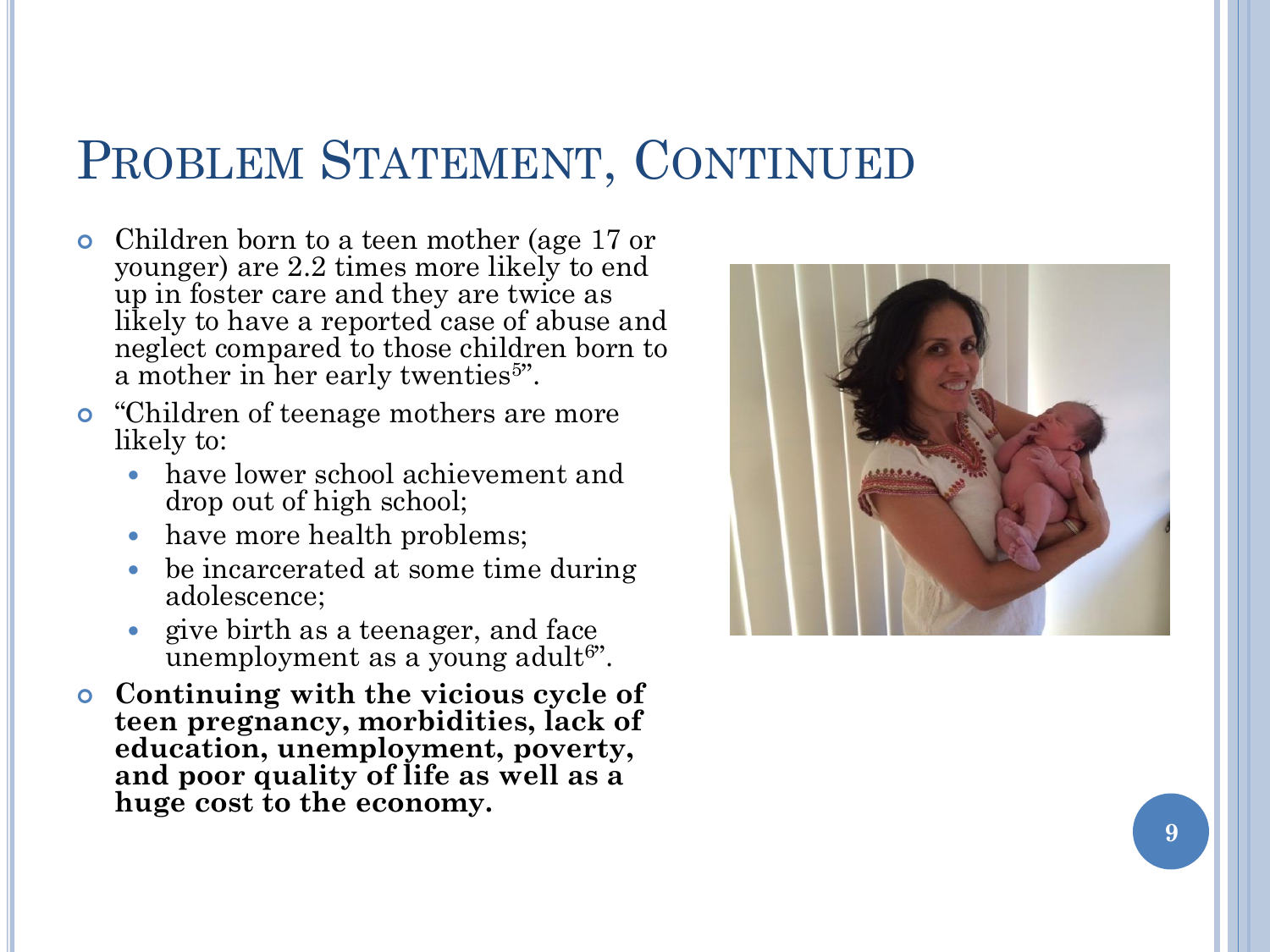# Problem Statement, Continued

- Children born to a teen mother (age 17 or younger) are 2.2 times more likely to end up in foster care and they are twice as likely to have a reported case of abuse and neglect compared to those children born to a mother in her early twenties[5]".
- "Children of teenage mothers are more likely to:
  - have lower school achievement and drop out of high school;
  - have more health problems;
  - be incarcerated at some time during adolescence;
  - give birth as a teenager, and face unemployment as a young adult[6]".
- **Continuing with the vicious cycle of teen pregnancy, morbidities, lack of education, unemployment, poverty, and poor quality of life as well as a huge cost to the economy.**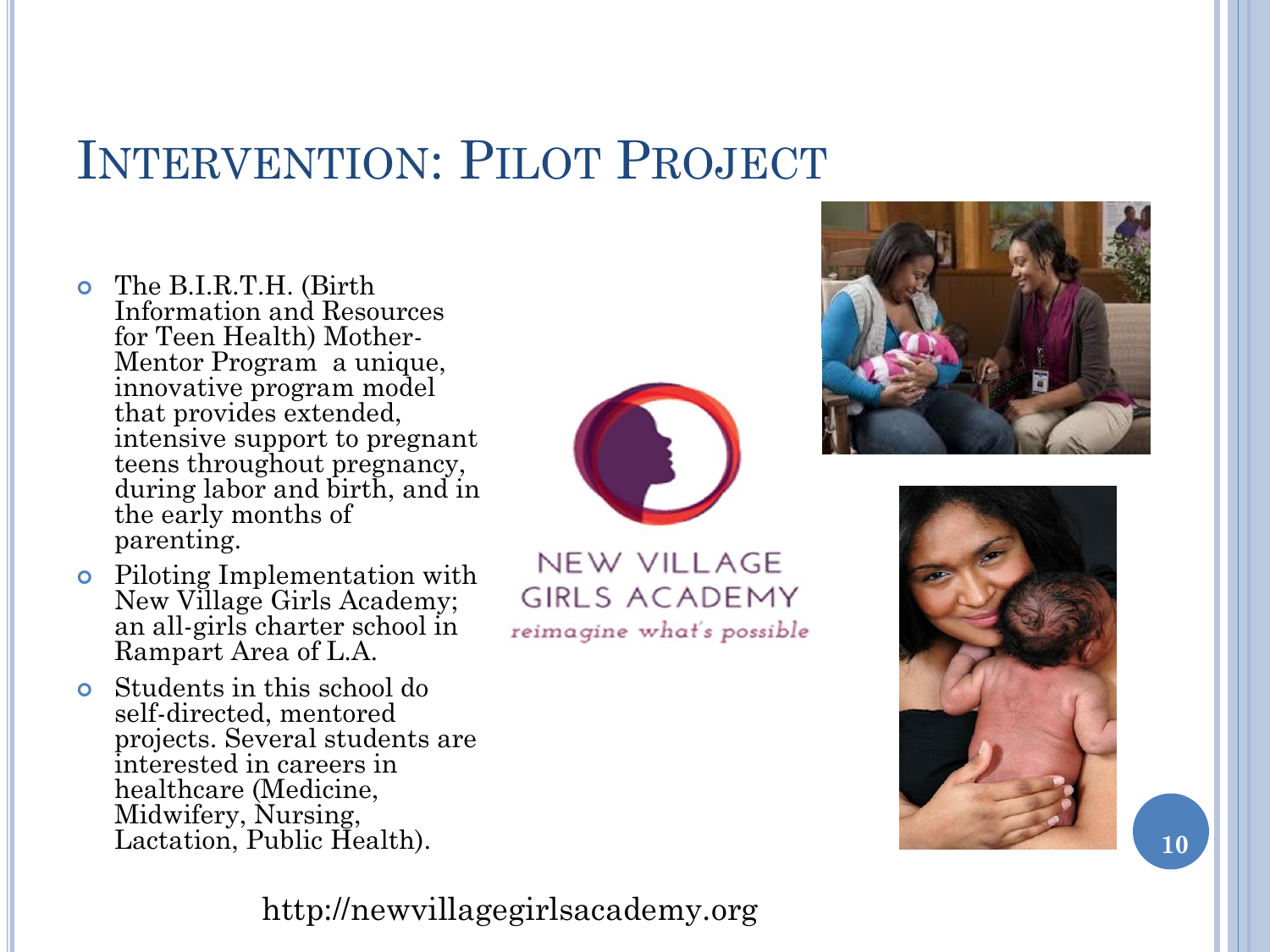# Intervention: Pilot Project

- The B.I.R.T.H. (Birth Information and Resources for Teen Health) Mother-Mentor Program a unique, innovative program model that provides extended, intensive support to pregnant teens throughout pregnancy, during labor and birth, and in the early months of parenting.
- Piloting Implementation with New Village Girls Academy; an all-girls charter school in Rampart Area of L.A.
- Students in this school do self-directed, mentored projects. Several students are interested in careers in healthcare (Medicine, Midwifery, Nursing, Lactation, Public Health).

NEW VILLAGE GIRLS ACADEMY

*reimagine what's possible*

http://newvillagegirlsacademy.org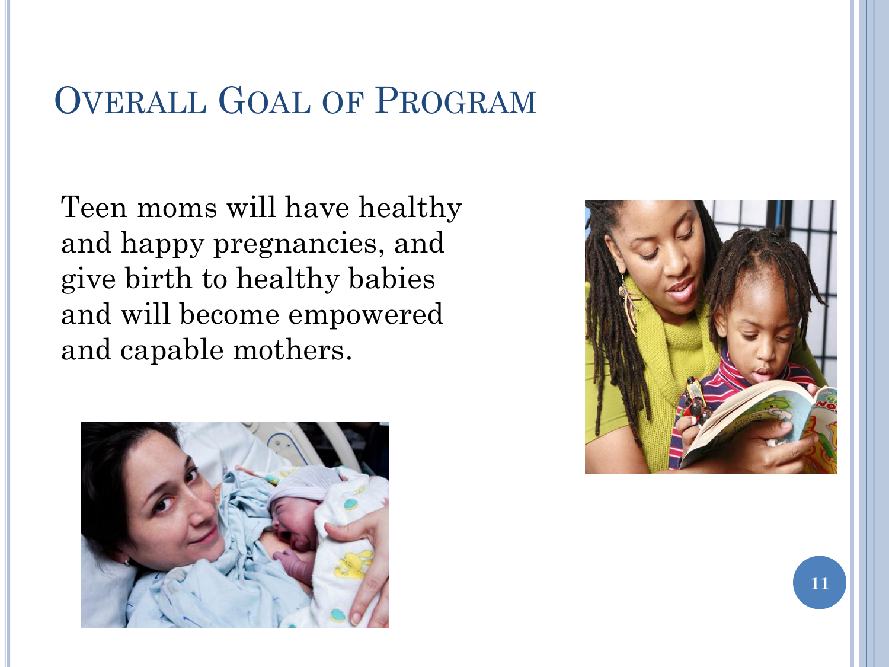# Overall Goal of Program

Teen moms will have healthy and happy pregnancies, and give birth to healthy babies and will become empowered and capable mothers.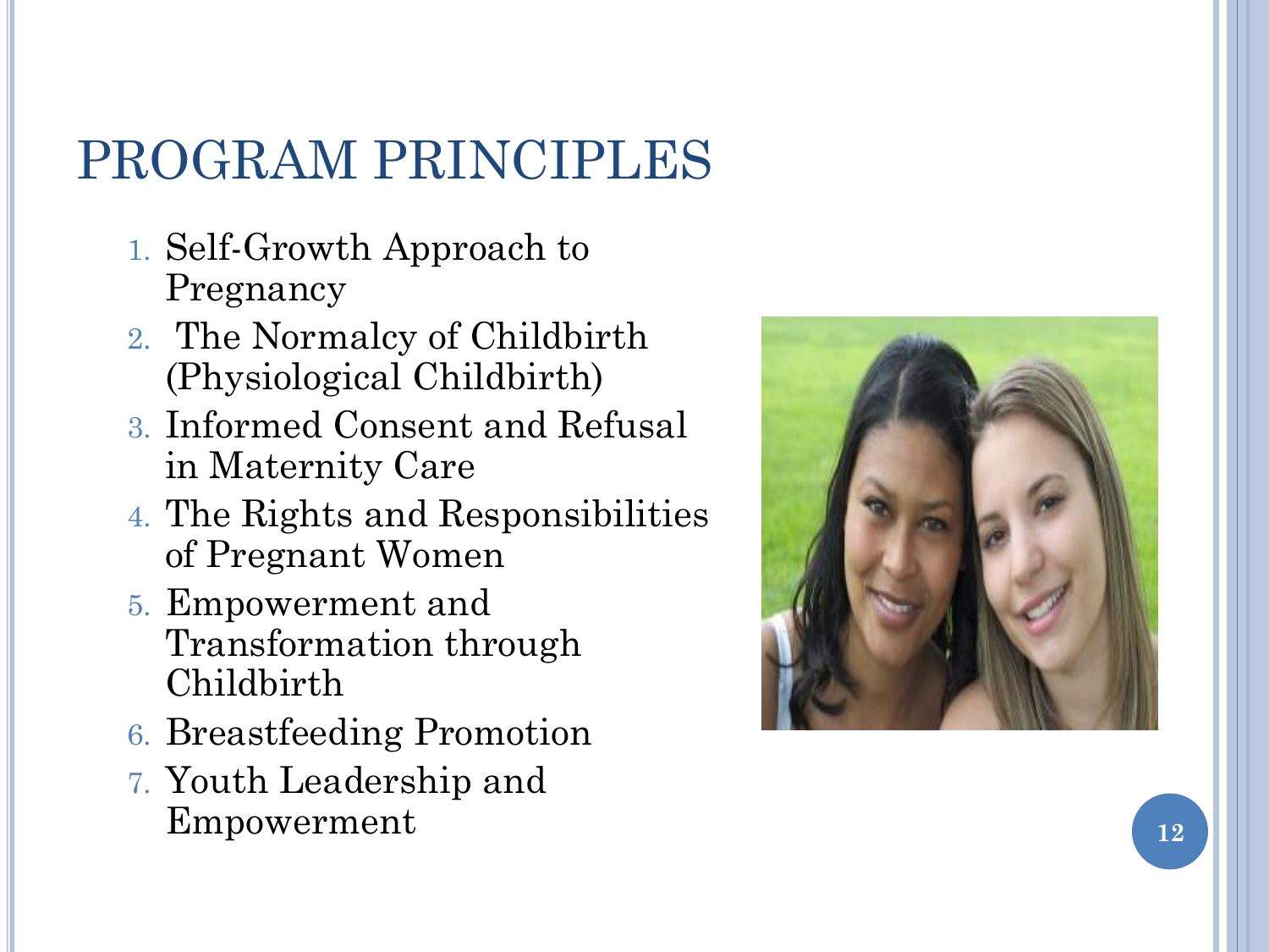# PROGRAM PRINCIPLES

1. Self-Growth Approach to Pregnancy
2. The Normalcy of Childbirth (Physiological Childbirth)
3. Informed Consent and Refusal in Maternity Care
4. The Rights and Responsibilities of Pregnant Women
5. Empowerment and Transformation through Childbirth
6. Breastfeeding Promotion
7. Youth Leadership and Empowerment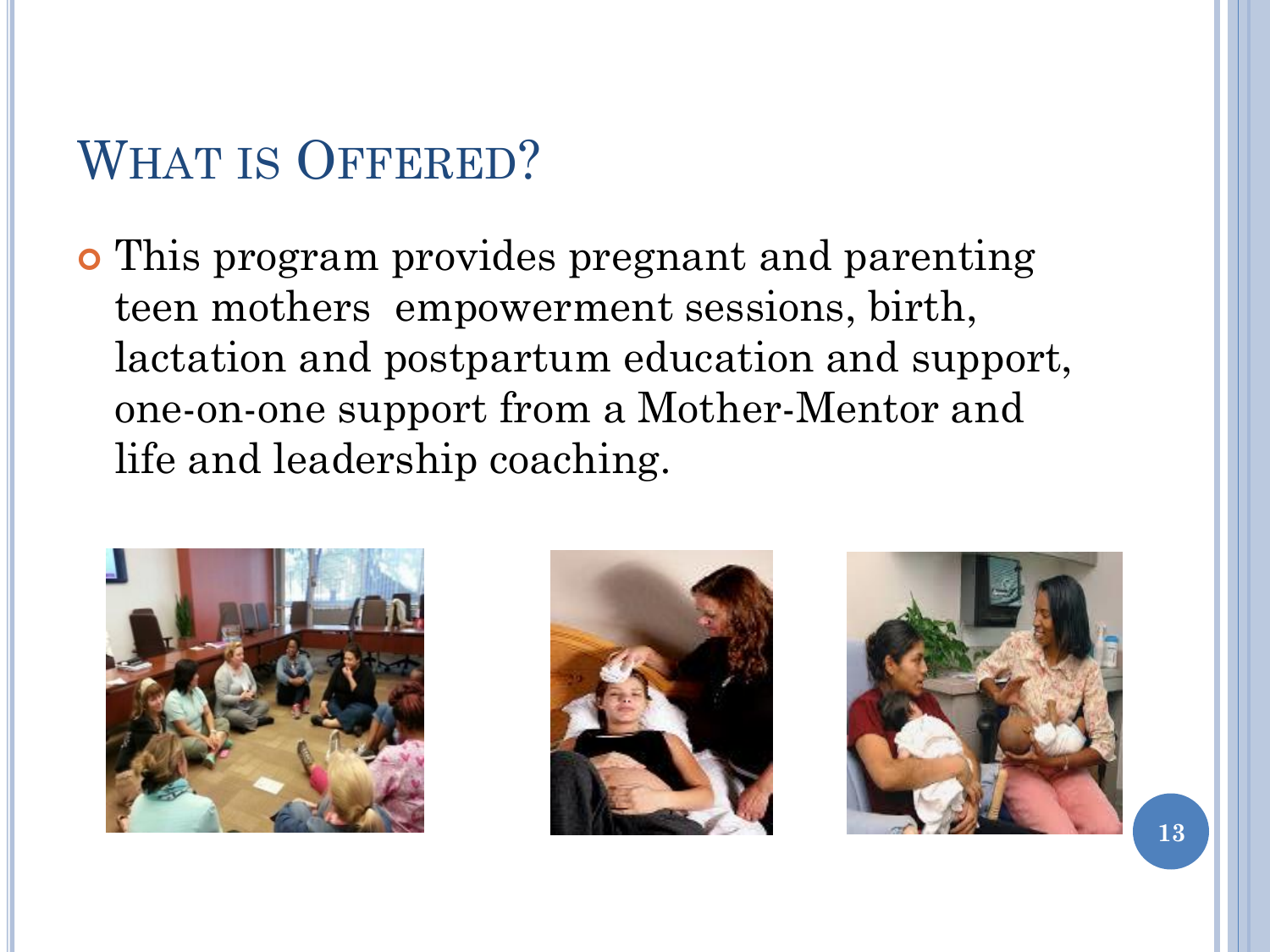# What is Offered?

- This program provides pregnant and parenting teen mothers  empowerment sessions, birth, lactation and postpartum education and support, one-on-one support from a Mother-Mentor and life and leadership coaching.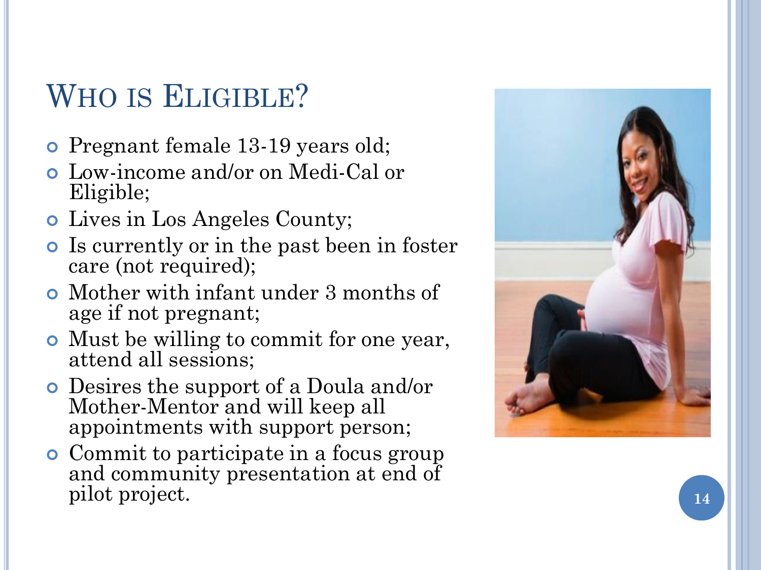## Who is Eligible?

- Pregnant female 13-19 years old;
- Low-income and/or on Medi-Cal or Eligible;
- Lives in Los Angeles County;
- Is currently or in the past been in foster care (not required);
- Mother with infant under 3 months of age if not pregnant;
- Must be willing to commit for one year, attend all sessions;
- Desires the support of a Doula and/or Mother-Mentor and will keep all appointments with support person;
- Commit to participate in a focus group and community presentation at end of pilot project.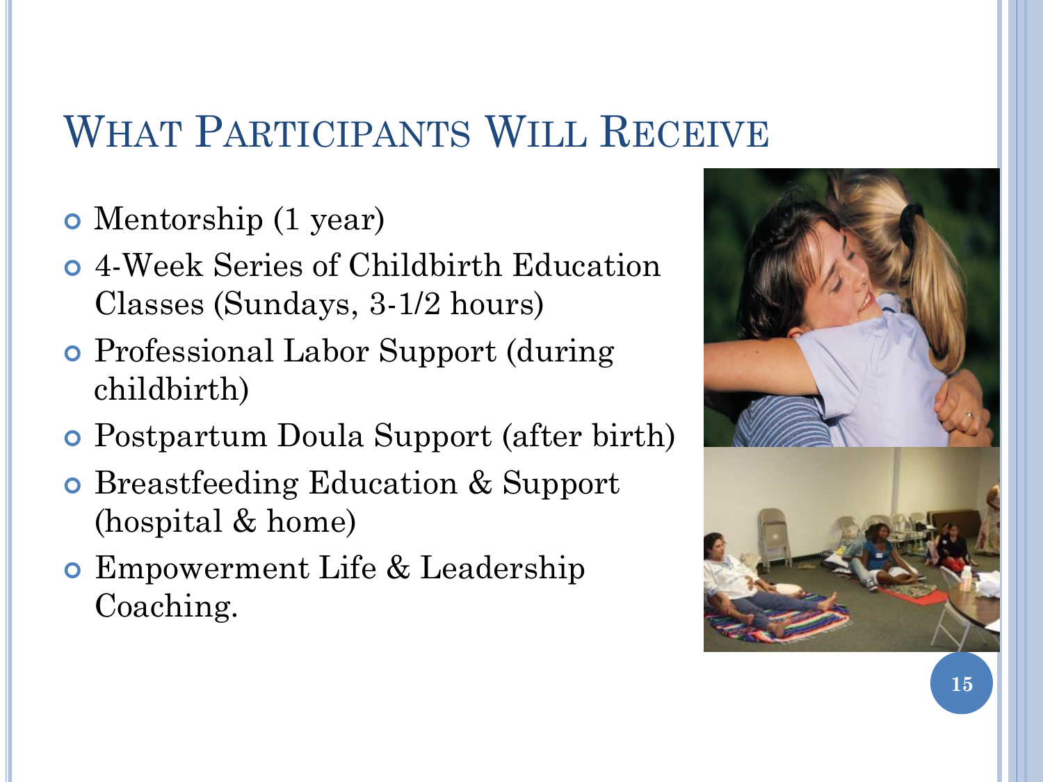## What Participants Will Receive

- Mentorship (1 year)
- 4-Week Series of Childbirth Education Classes (Sundays, 3-1/2 hours)
- Professional Labor Support (during childbirth)
- Postpartum Doula Support (after birth)
- Breastfeeding Education & Support (hospital & home)
- Empowerment Life & Leadership Coaching.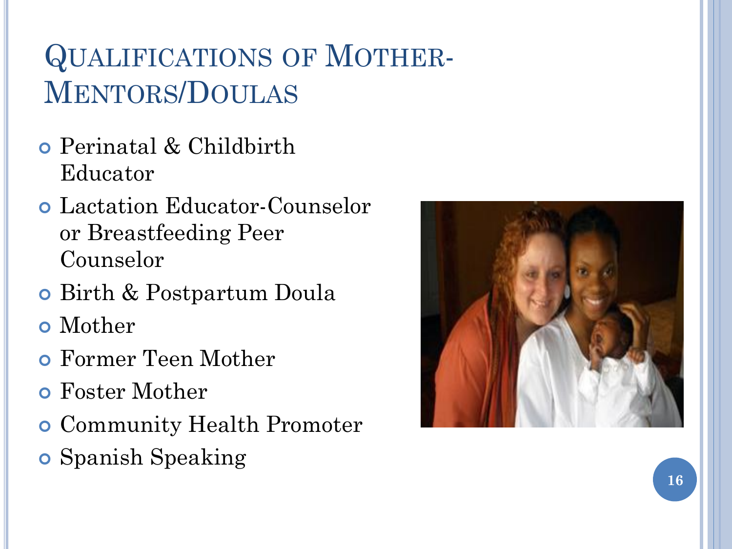# Qualifications of Mother-Mentors/Doulas

- Perinatal & Childbirth Educator
- Lactation Educator-Counselor or Breastfeeding Peer Counselor
- Birth & Postpartum Doula
- Mother
- Former Teen Mother
- Foster Mother
- Community Health Promoter
- Spanish Speaking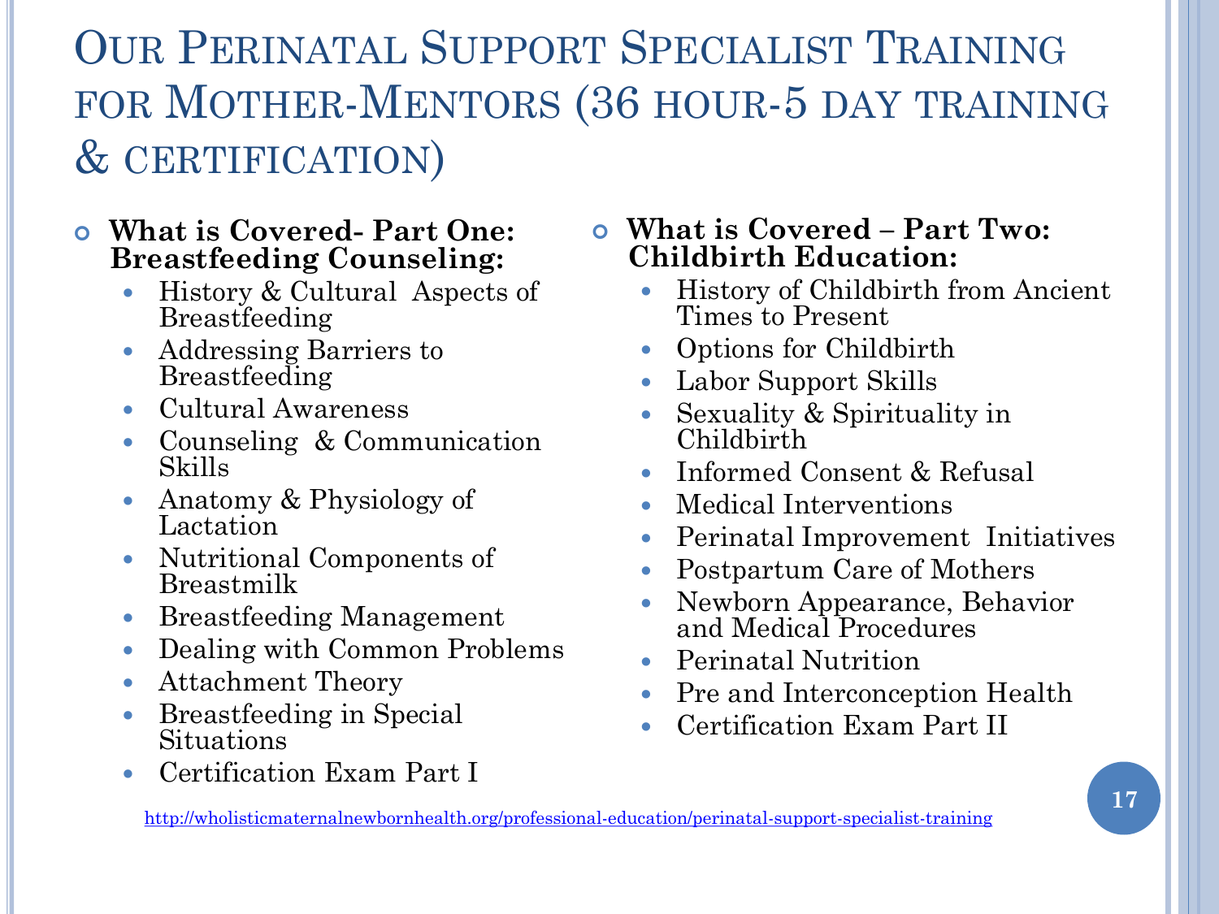# Our Perinatal Support Specialist Training for Mother-Mentors (36 hour-5 day training & certification)

- **What is Covered- Part One: Breastfeeding Counseling:**
  - History & Cultural Aspects of Breastfeeding
  - Addressing Barriers to Breastfeeding
  - Cultural Awareness
  - Counseling & Communication Skills
  - Anatomy & Physiology of Lactation
  - Nutritional Components of Breastmilk
  - Breastfeeding Management
  - Dealing with Common Problems
  - Attachment Theory
  - Breastfeeding in Special Situations
  - Certification Exam Part I

- **What is Covered – Part Two: Childbirth Education:**
  - History of Childbirth from Ancient Times to Present
  - Options for Childbirth
  - Labor Support Skills
  - Sexuality & Spirituality in Childbirth
  - Informed Consent & Refusal
  - Medical Interventions
  - Perinatal Improvement Initiatives
  - Postpartum Care of Mothers
  - Newborn Appearance, Behavior and Medical Procedures
  - Perinatal Nutrition
  - Pre and Interconception Health
  - Certification Exam Part II

http://wholisticmaternalnewbornhealth.org/professional-education/perinatal-support-specialist-training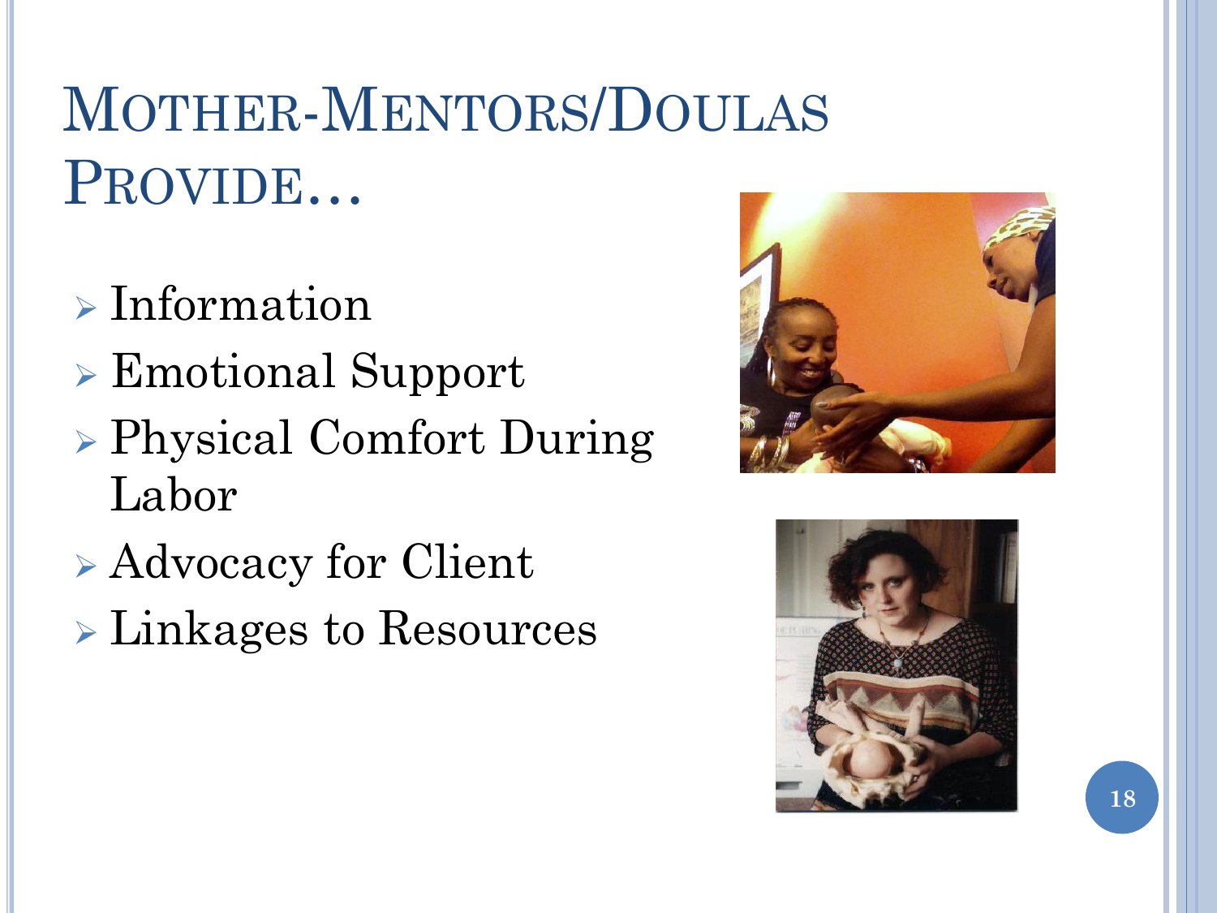# Mother-Mentors/Doulas Provide…

- Information
- Emotional Support
- Physical Comfort During Labor
- Advocacy for Client
- Linkages to Resources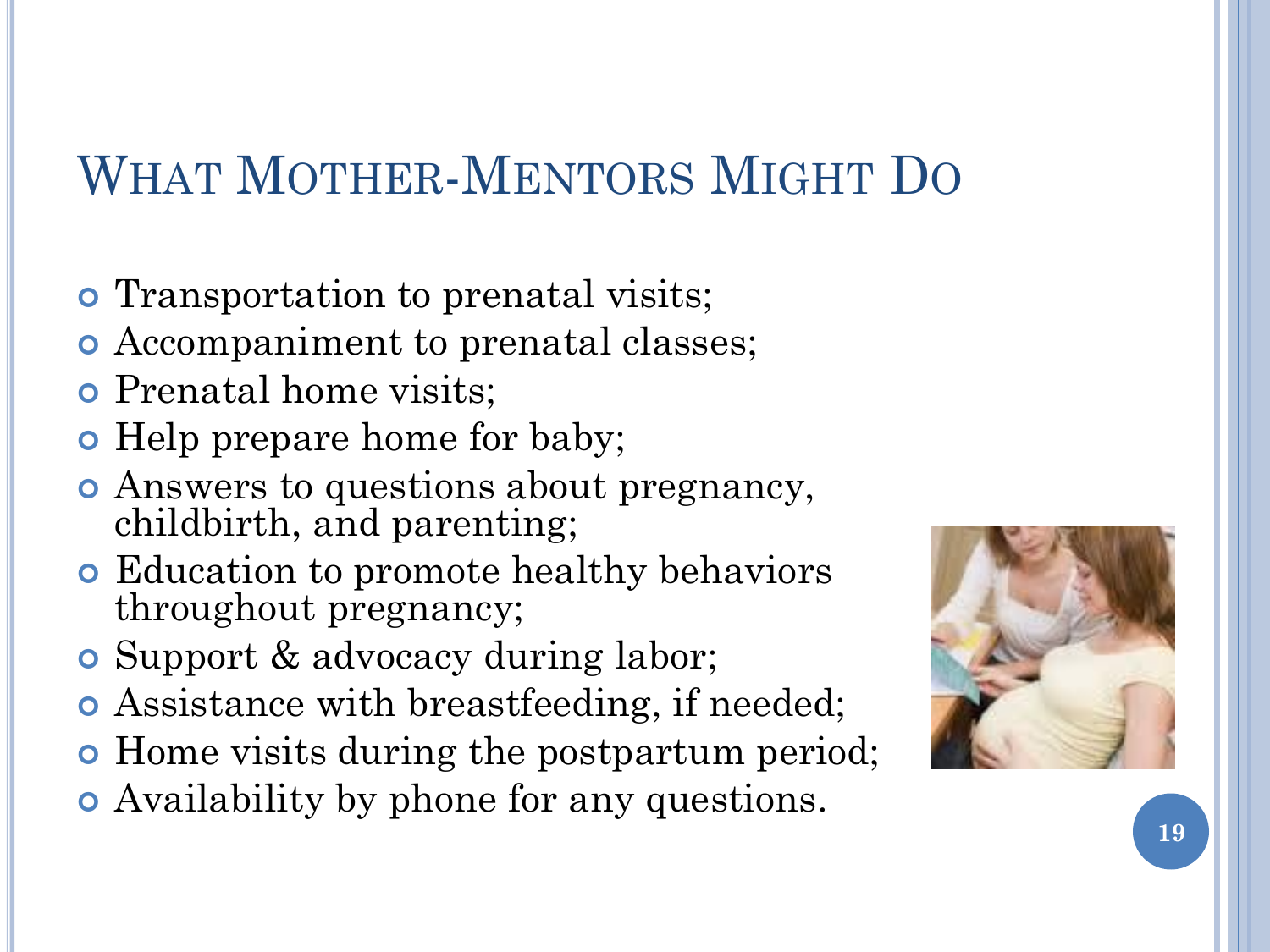# What Mother-Mentors Might Do

- Transportation to prenatal visits;
- Accompaniment to prenatal classes;
- Prenatal home visits;
- Help prepare home for baby;
- Answers to questions about pregnancy, childbirth, and parenting;
- Education to promote healthy behaviors throughout pregnancy;
- Support & advocacy during labor;
- Assistance with breastfeeding, if needed;
- Home visits during the postpartum period;
- Availability by phone for any questions.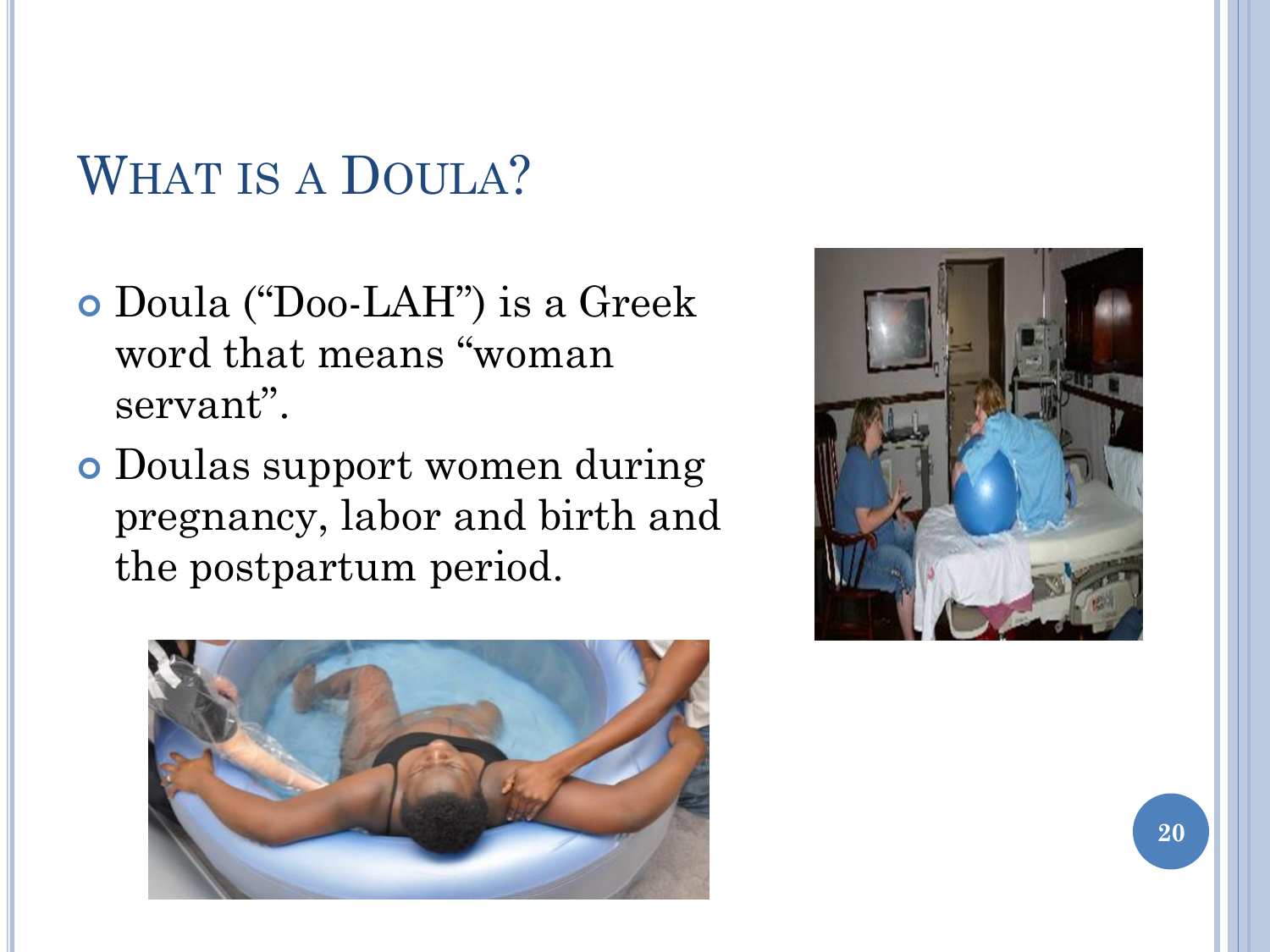# What is a Doula?

- Doula ("Doo-LAH") is a Greek word that means "woman servant".
- Doulas support women during pregnancy, labor and birth and the postpartum period.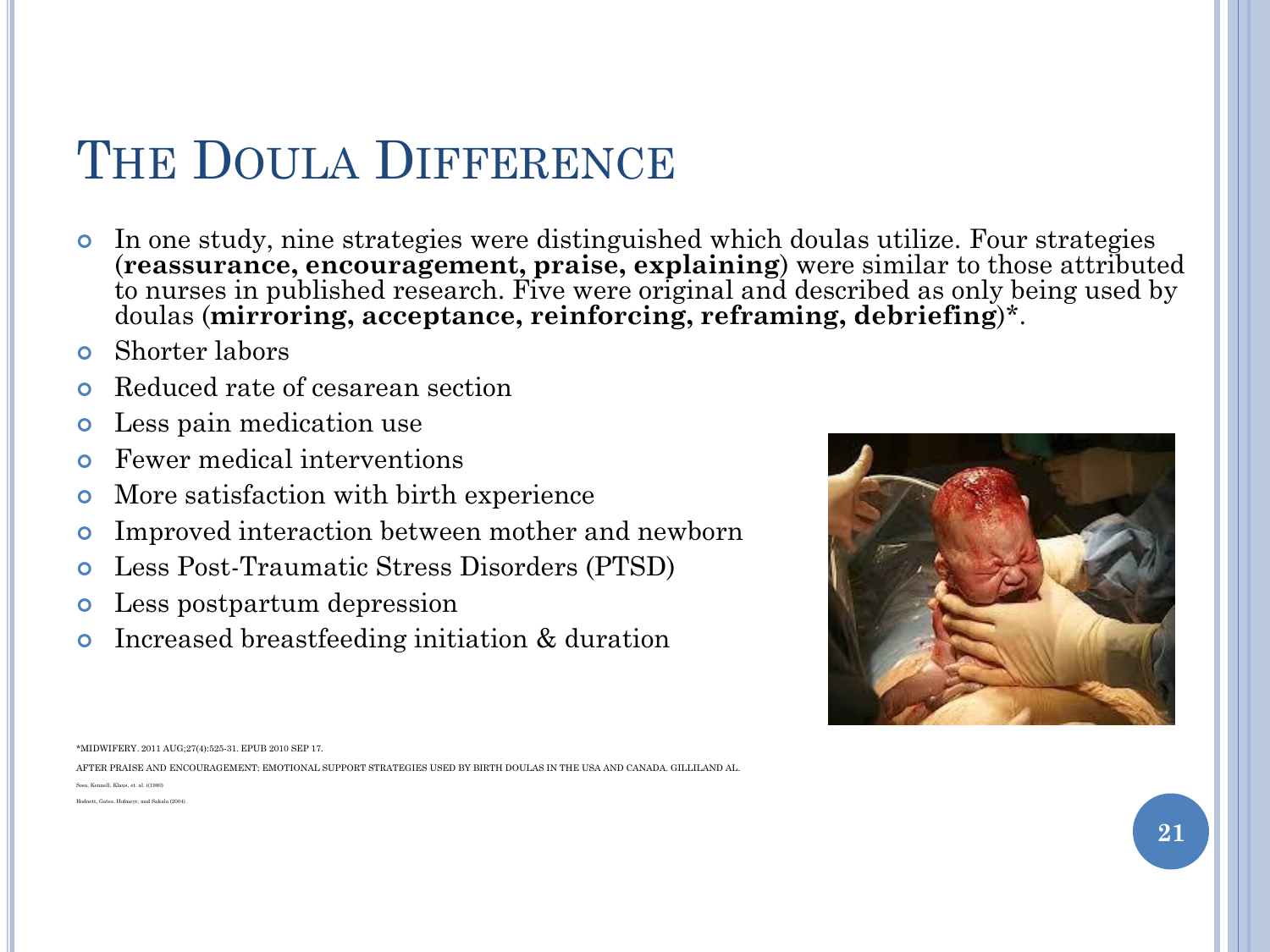# The Doula Difference

- In one study, nine strategies were distinguished which doulas utilize. Four strategies (**reassurance, encouragement, praise, explaining**) were similar to those attributed to nurses in published research. Five were original and described as only being used by doulas (**mirroring, acceptance, reinforcing, reframing, debriefing**)*.
- Shorter labors
- Reduced rate of cesarean section
- Less pain medication use
- Fewer medical interventions
- More satisfaction with birth experience
- Improved interaction between mother and newborn
- Less Post-Traumatic Stress Disorders (PTSD)
- Less postpartum depression
- Increased breastfeeding initiation & duration

*MIDWIFERY. 2011 AUG;27(4):525-31. EPUB 2010 SEP 17.

AFTER PRAISE AND ENCOURAGEMENT: EMOTIONAL SUPPORT STRATEGIES USED BY BIRTH DOULAS IN THE USA AND CANADA. GILLILAND AL.

Sosa, Kennell, Klaus, et. al. ((1980)

Hodnett, Gates, Hofmeyr, and Sakala (2004) .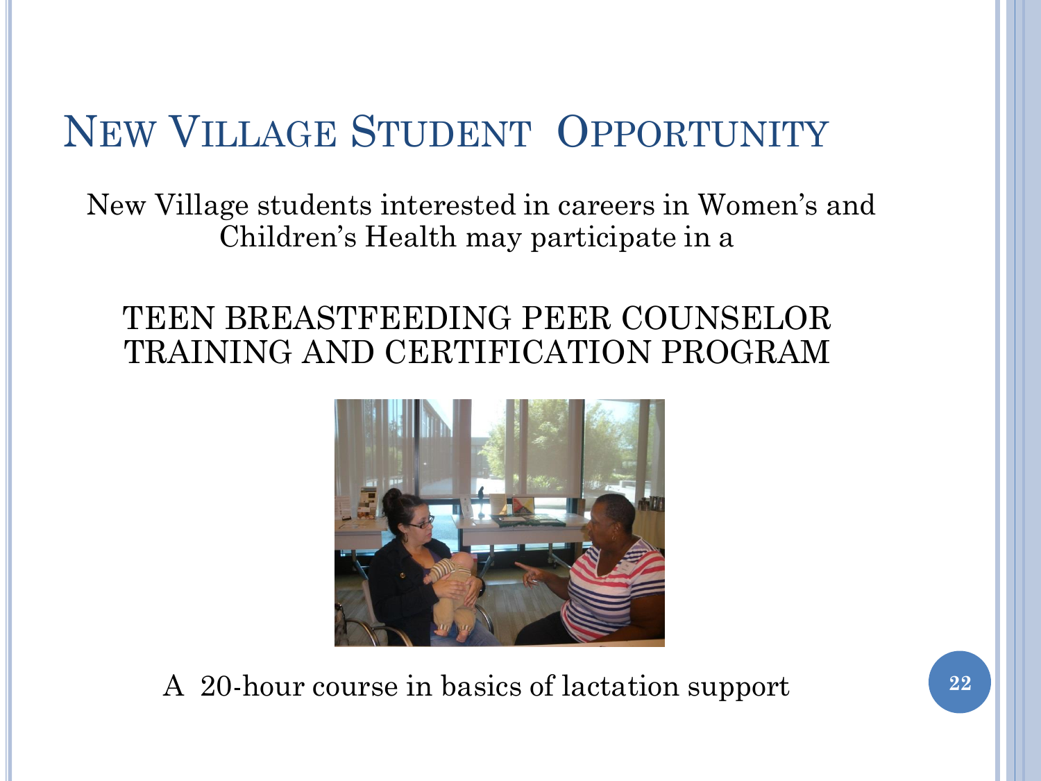# New Village Student Opportunity

New Village students interested in careers in Women's and Children's Health may participate in a

TEEN BREASTFEEDING PEER COUNSELOR TRAINING AND CERTIFICATION PROGRAM

A 20-hour course in basics of lactation support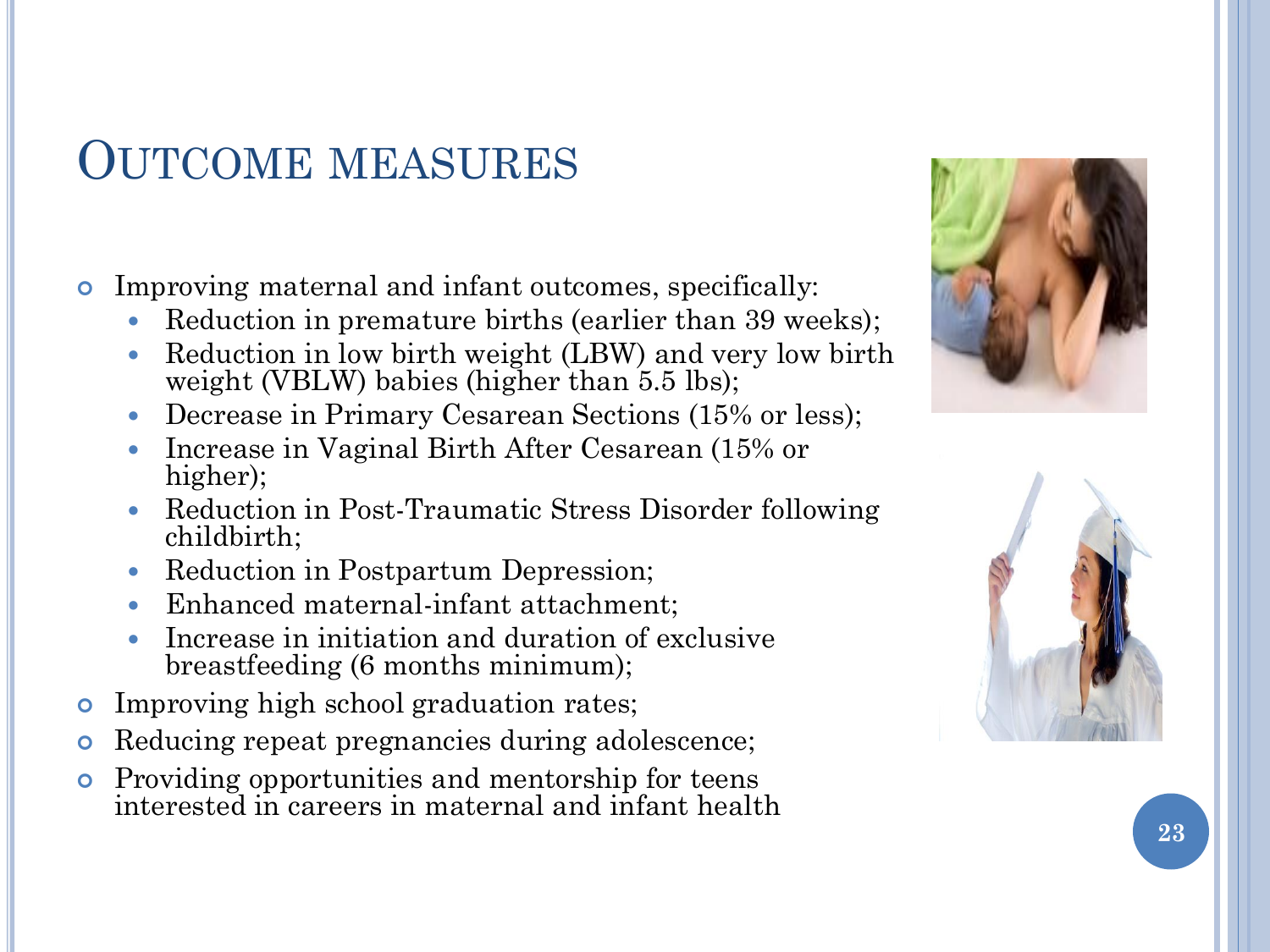# Outcome measures

- Improving maternal and infant outcomes, specifically:
  - Reduction in premature births (earlier than 39 weeks);
  - Reduction in low birth weight (LBW) and very low birth weight (VBLW) babies (higher than 5.5 lbs);
  - Decrease in Primary Cesarean Sections (15% or less);
  - Increase in Vaginal Birth After Cesarean (15% or higher);
  - Reduction in Post-Traumatic Stress Disorder following childbirth;
  - Reduction in Postpartum Depression;
  - Enhanced maternal-infant attachment;
  - Increase in initiation and duration of exclusive breastfeeding (6 months minimum);
- Improving high school graduation rates;
- Reducing repeat pregnancies during adolescence;
- Providing opportunities and mentorship for teens interested in careers in maternal and infant health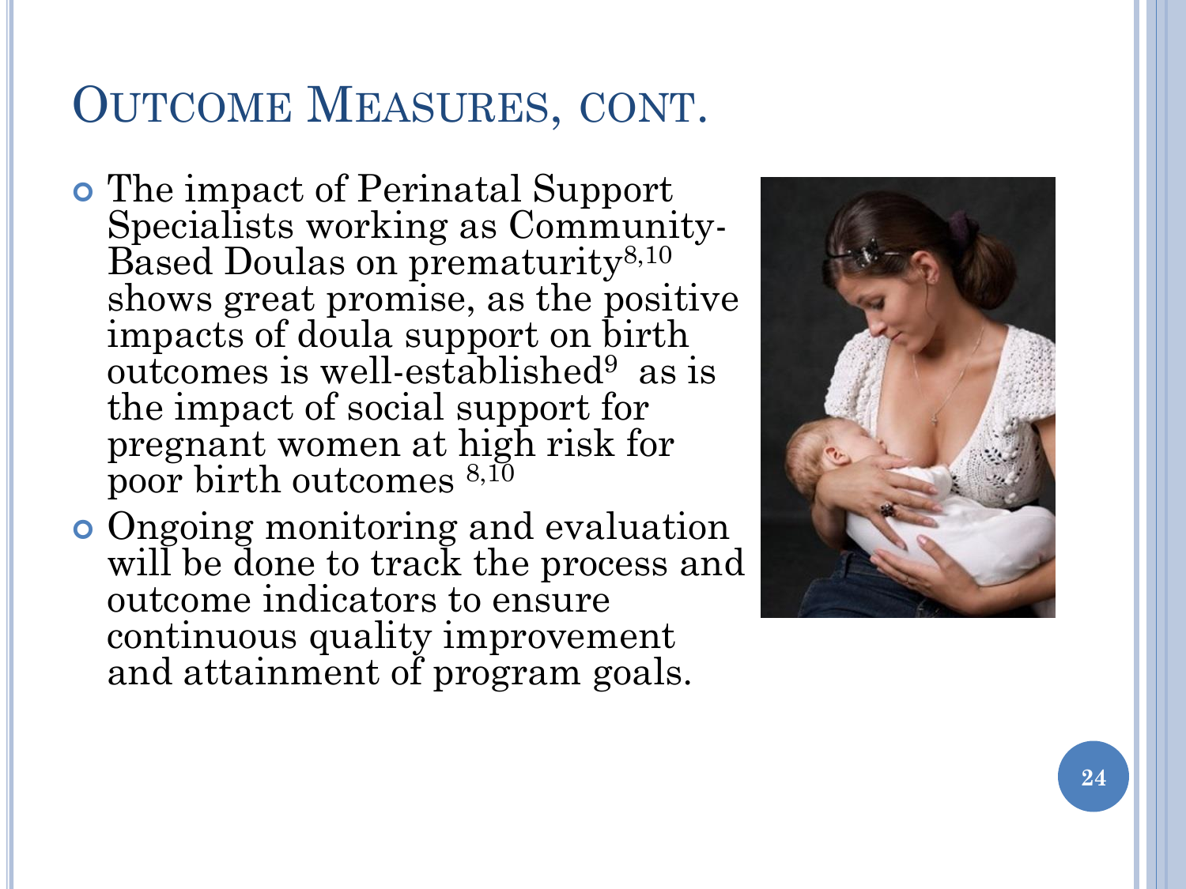## Outcome Measures, cont.

- The impact of Perinatal Support Specialists working as Community-Based Doulas on prematurity[8,10] shows great promise, as the positive impacts of doula support on birth outcomes is well-established[9] as is the impact of social support for pregnant women at high risk for poor birth outcomes [8,10]
- Ongoing monitoring and evaluation will be done to track the process and outcome indicators to ensure continuous quality improvement and attainment of program goals.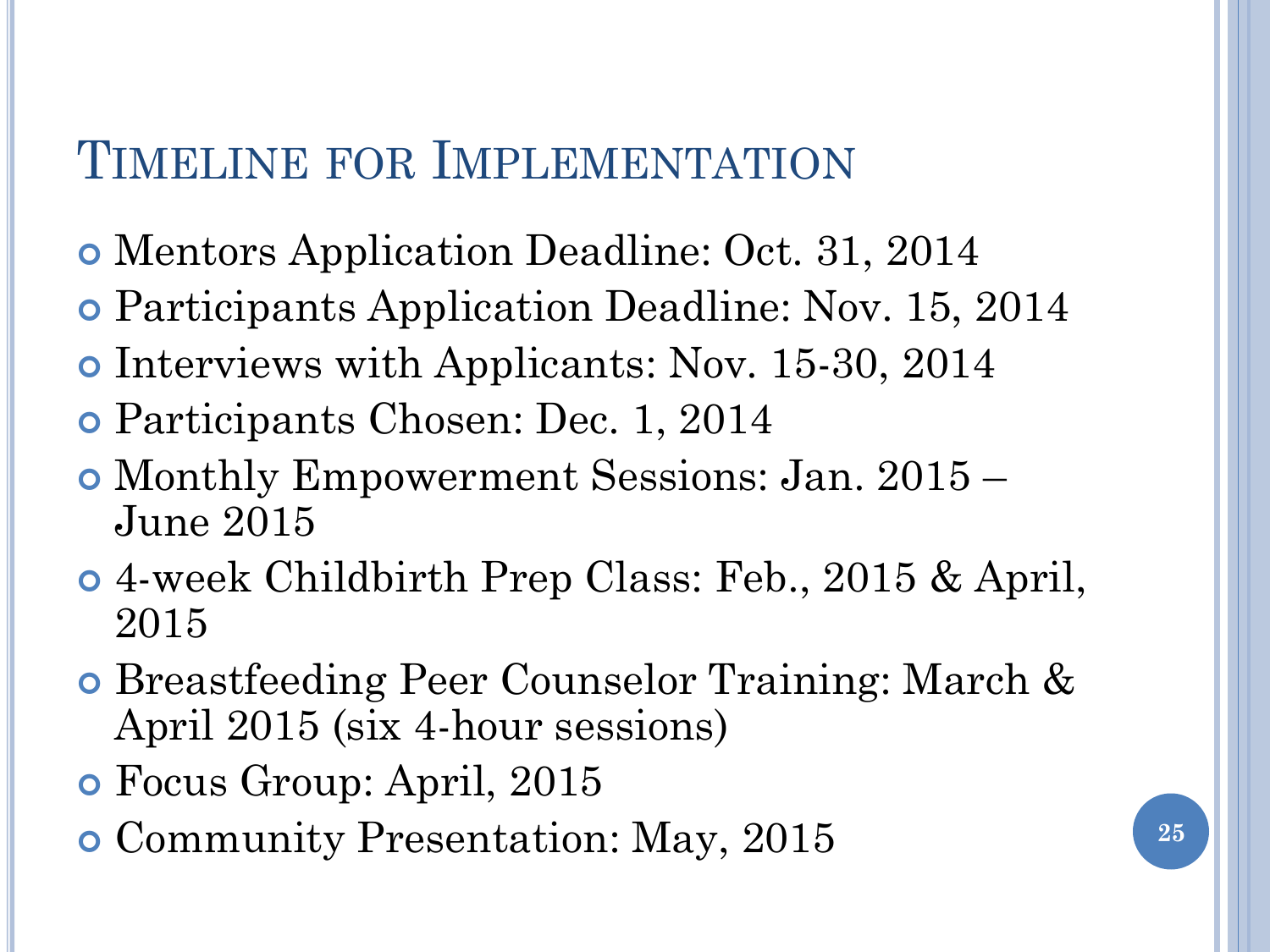# Timeline for Implementation

- Mentors Application Deadline: Oct. 31, 2014
- Participants Application Deadline: Nov. 15, 2014
- Interviews with Applicants: Nov. 15-30, 2014
- Participants Chosen: Dec. 1, 2014
- Monthly Empowerment Sessions: Jan. 2015 – June 2015
- 4-week Childbirth Prep Class: Feb., 2015 & April, 2015
- Breastfeeding Peer Counselor Training: March & April 2015 (six 4-hour sessions)
- Focus Group: April, 2015
- Community Presentation: May, 2015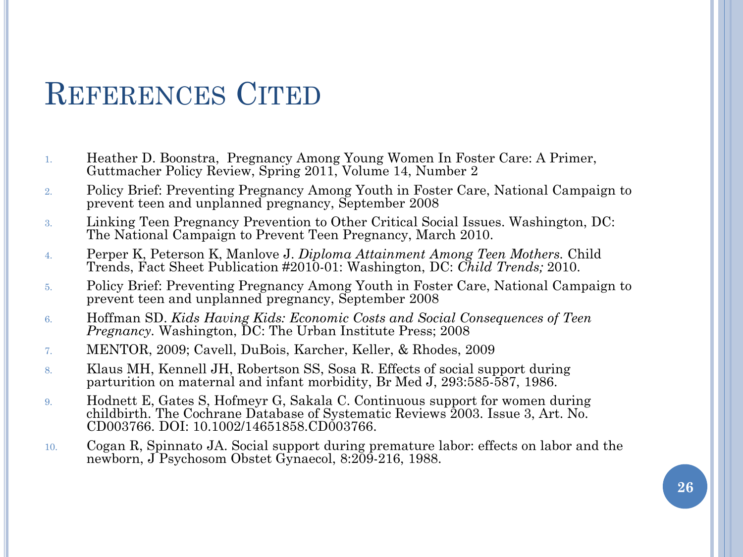# References Cited

1. Heather D. Boonstra, Pregnancy Among Young Women In Foster Care: A Primer, Guttmacher Policy Review, Spring 2011, Volume 14, Number 2
2. Policy Brief: Preventing Pregnancy Among Youth in Foster Care, National Campaign to prevent teen and unplanned pregnancy, September 2008
3. Linking Teen Pregnancy Prevention to Other Critical Social Issues. Washington, DC: The National Campaign to Prevent Teen Pregnancy, March 2010.
4. Perper K, Peterson K, Manlove J. *Diploma Attainment Among Teen Mothers*. Child Trends, Fact Sheet Publication #2010-01: Washington, DC: *Child Trends;* 2010.
5. Policy Brief: Preventing Pregnancy Among Youth in Foster Care, National Campaign to prevent teen and unplanned pregnancy, September 2008
6. Hoffman SD. *Kids Having Kids: Economic Costs and Social Consequences of Teen Pregnancy*. Washington, DC: The Urban Institute Press; 2008
7. MENTOR, 2009; Cavell, DuBois, Karcher, Keller, & Rhodes, 2009
8. Klaus MH, Kennell JH, Robertson SS, Sosa R. Effects of social support during parturition on maternal and infant morbidity, Br Med J, 293:585-587, 1986.
9. Hodnett E, Gates S, Hofmeyr G, Sakala C. Continuous support for women during childbirth. The Cochrane Database of Systematic Reviews 2003. Issue 3, Art. No. CD003766. DOI: 10.1002/14651858.CD003766.
10. Cogan R, Spinnato JA. Social support during premature labor: effects on labor and the newborn, J Psychosom Obstet Gynaecol, 8:209-216, 1988.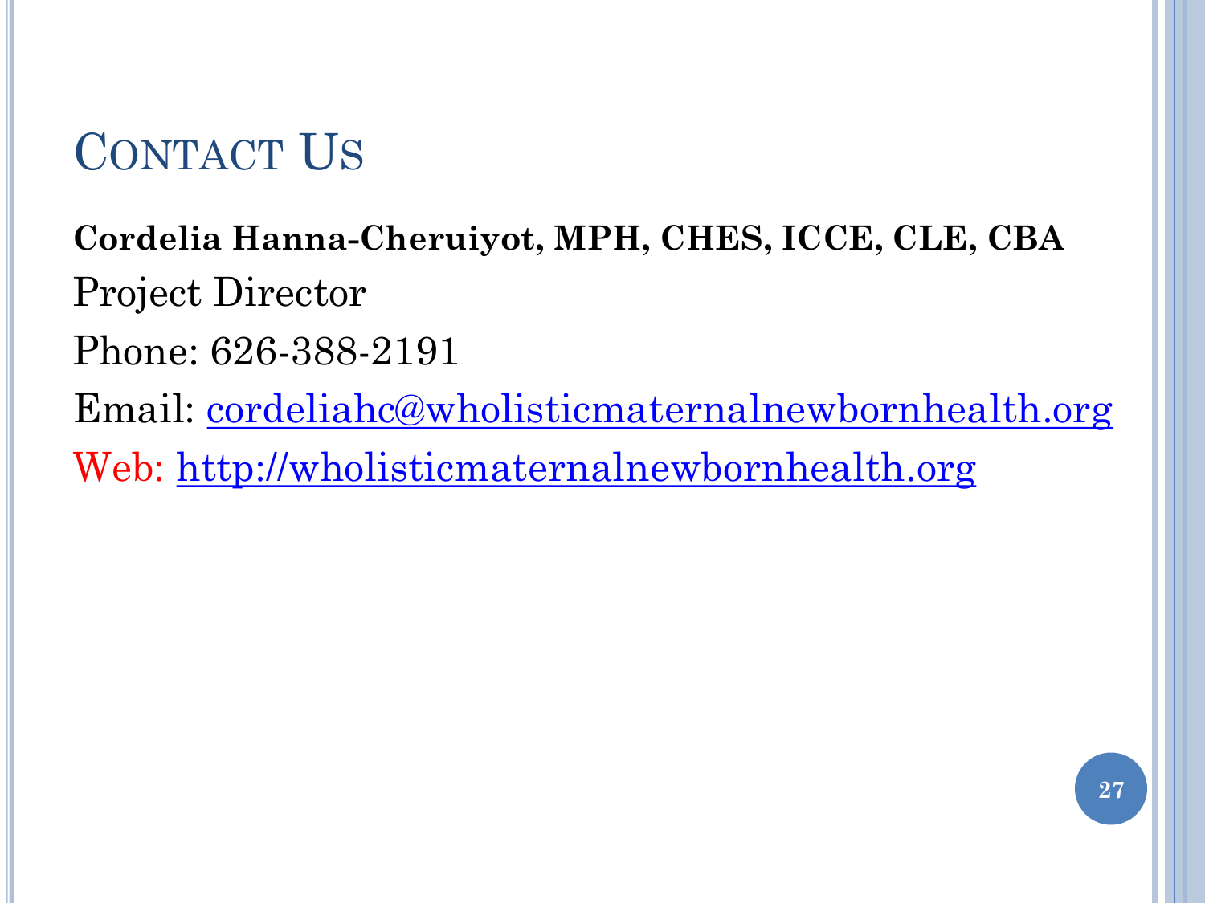# Contact Us

**Cordelia Hanna-Cheruiyot, MPH, CHES, ICCE, CLE, CBA**

Project Director

Phone: 626-388-2191

Email: cordeliahc@wholisticmaternalnewbornhealth.org

Web: http://wholisticmaternalnewbornhealth.org